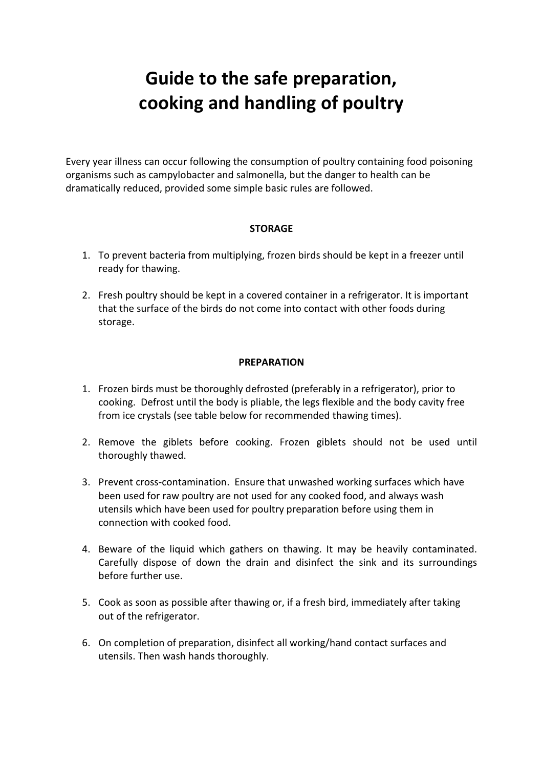# Guide to the safe preparation, cooking and handling of poultry

Every year illness can occur following the consumption of poultry containing food poisoning organisms such as campylobacter and salmonella, but the danger to health can be dramatically reduced, provided some simple basic rules are followed.

## STORAGE

1. To prevent bacteria from multiplying, frozen birds should be kept in a freezer until ready for thawing.

2. Fresh poultry should be kept in a covered container in a refrigerator. It is important that the surface of the birds do not come into contact with other foods during storage.

## PREPARATION

1. Frozen birds must be thoroughly defrosted (preferably in a refrigerator), prior to cooking. Defrost until the body is pliable, the legs flexible and the body cavity free from ice crystals (see table below for recommended thawing times).

2. Remove the giblets before cooking. Frozen giblets should not be used until thoroughly thawed.

3. Prevent cross-contamination. Ensure that unwashed working surfaces which have been used for raw poultry are not used for any cooked food, and always wash utensils which have been used for poultry preparation before using them in connection with cooked food.

4. Beware of the liquid which gathers on thawing. It may be heavily contaminated. Carefully dispose of down the drain and disinfect the sink and its surroundings before further use.

5. Cook as soon as possible after thawing or, if a fresh bird, immediately after taking out of the refrigerator.

6. On completion of preparation, disinfect all working/hand contact surfaces and utensils. Then wash hands thoroughly.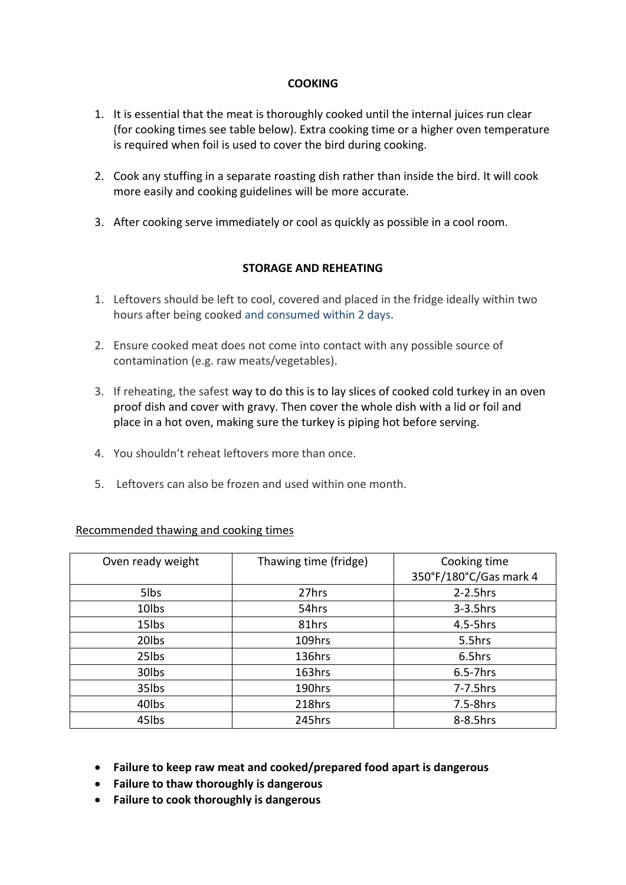**COOKING**

1. It is essential that the meat is thoroughly cooked until the internal juices run clear (for cooking times see table below). Extra cooking time or a higher oven temperature is required when foil is used to cover the bird during cooking.

2. Cook any stuffing in a separate roasting dish rather than inside the bird. It will cook more easily and cooking guidelines will be more accurate.

3. After cooking serve immediately or cool as quickly as possible in a cool room.

**STORAGE AND REHEATING**

1. Leftovers should be left to cool, covered and placed in the fridge ideally within two hours after being cooked and consumed within 2 days.

2. Ensure cooked meat does not come into contact with any possible source of contamination (e.g. raw meats/vegetables).

3. If reheating, the safest way to do this is to lay slices of cooked cold turkey in an oven proof dish and cover with gravy. Then cover the whole dish with a lid or foil and place in a hot oven, making sure the turkey is piping hot before serving.

4. You shouldn't reheat leftovers more than once.

5. Leftovers can also be frozen and used within one month.

Recommended thawing and cooking times

| Oven ready weight | Thawing time (fridge) | Cooking time 350°F/180°C/Gas mark 4 |
|---|---|---|
| 5lbs | 27hrs | 2-2.5hrs |
| 10lbs | 54hrs | 3-3.5hrs |
| 15lbs | 81hrs | 4.5-5hrs |
| 20lbs | 109hrs | 5.5hrs |
| 25lbs | 136hrs | 6.5hrs |
| 30lbs | 163hrs | 6.5-7hrs |
| 35lbs | 190hrs | 7-7.5hrs |
| 40lbs | 218hrs | 7.5-8hrs |
| 45lbs | 245hrs | 8-8.5hrs |

- **Failure to keep raw meat and cooked/prepared food apart is dangerous**
- **Failure to thaw thoroughly is dangerous**
- **Failure to cook thoroughly is dangerous**